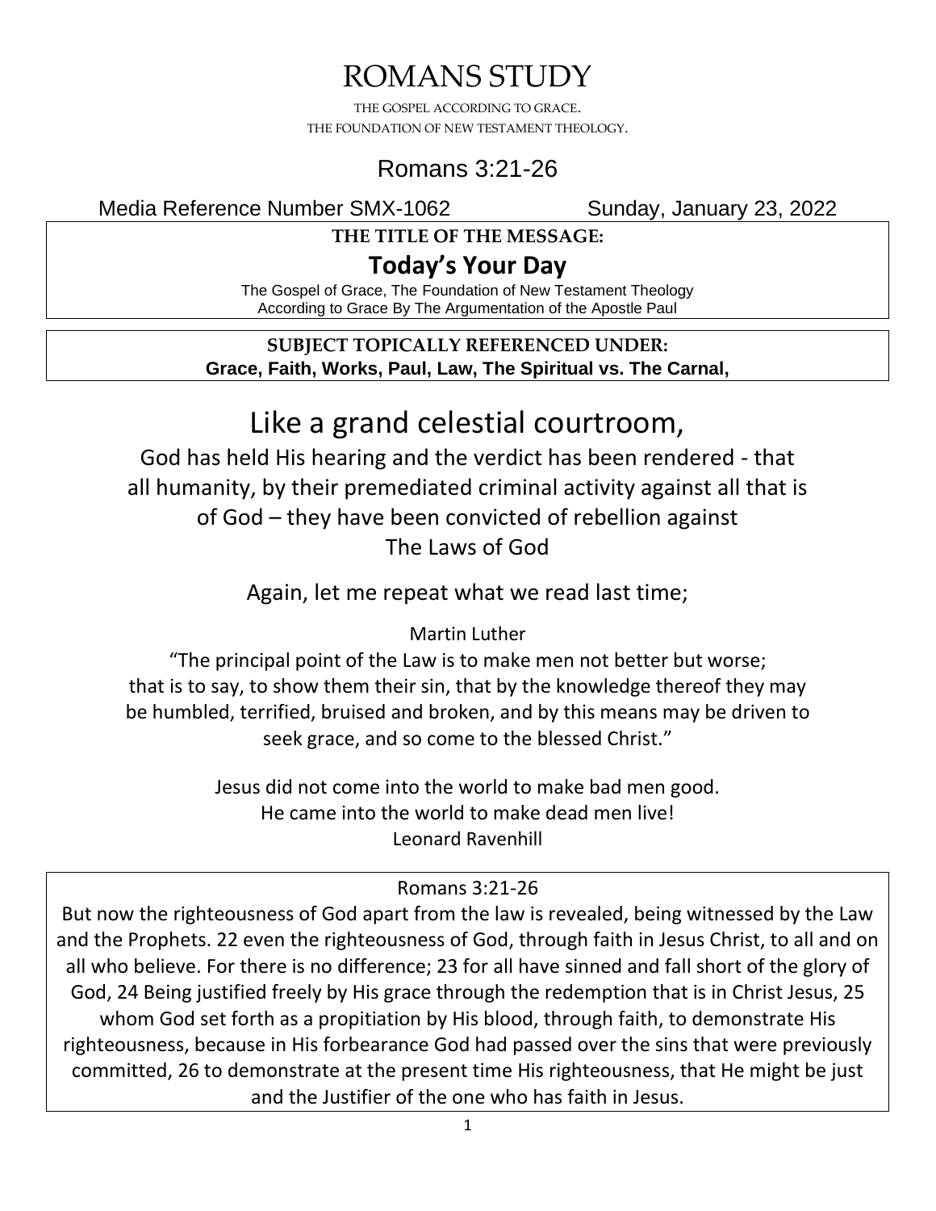# ROMANS STUDY

THE GOSPEL ACCORDING TO GRACE.
THE FOUNDATION OF NEW TESTAMENT THEOLOGY.

## Romans 3:21-26

Media Reference Number SMX-1062 Sunday, January 23, 2022

**THE TITLE OF THE MESSAGE:**

## Today's Your Day

The Gospel of Grace, The Foundation of New Testament Theology
According to Grace By The Argumentation of the Apostle Paul

**SUBJECT TOPICALLY REFERENCED UNDER:**
**Grace, Faith, Works, Paul, Law, The Spiritual vs. The Carnal,**

## Like a grand celestial courtroom,

God has held His hearing and the verdict has been rendered - that all humanity, by their premediated criminal activity against all that is of God – they have been convicted of rebellion against The Laws of God

Again, let me repeat what we read last time;

Martin Luther

"The principal point of the Law is to make men not better but worse; that is to say, to show them their sin, that by the knowledge thereof they may be humbled, terrified, bruised and broken, and by this means may be driven to seek grace, and so come to the blessed Christ."

Jesus did not come into the world to make bad men good.
He came into the world to make dead men live!
Leonard Ravenhill

Romans 3:21-26

But now the righteousness of God apart from the law is revealed, being witnessed by the Law and the Prophets. 22 even the righteousness of God, through faith in Jesus Christ, to all and on all who believe. For there is no difference; 23 for all have sinned and fall short of the glory of God, 24 Being justified freely by His grace through the redemption that is in Christ Jesus, 25 whom God set forth as a propitiation by His blood, through faith, to demonstrate His righteousness, because in His forbearance God had passed over the sins that were previously committed, 26 to demonstrate at the present time His righteousness, that He might be just and the Justifier of the one who has faith in Jesus.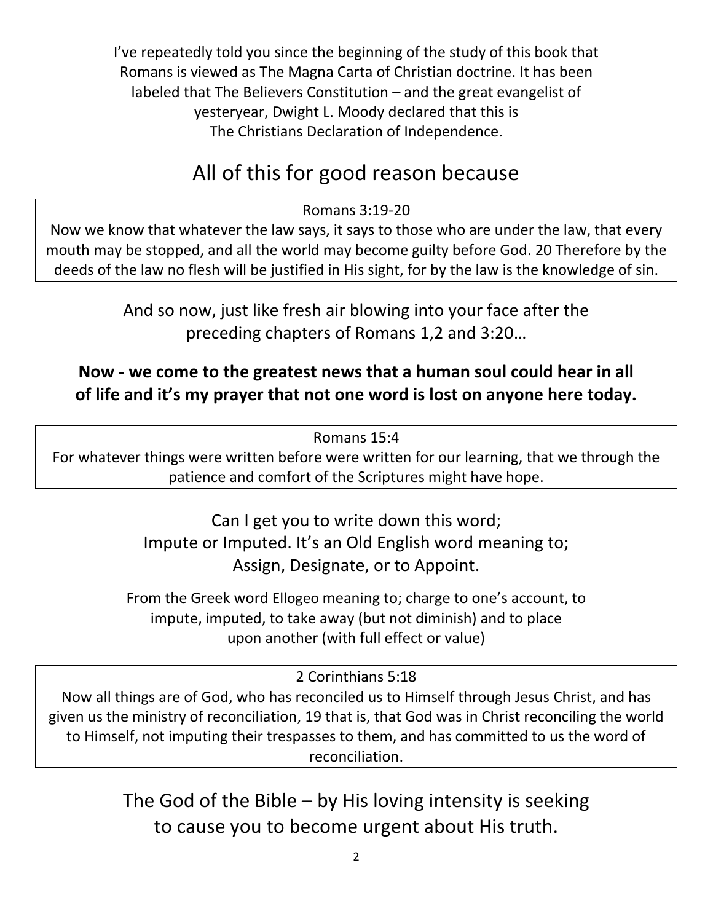I've repeatedly told you since the beginning of the study of this book that Romans is viewed as The Magna Carta of Christian doctrine. It has been labeled that The Believers Constitution – and the great evangelist of yesteryear, Dwight L. Moody declared that this is The Christians Declaration of Independence.

## All of this for good reason because

> Romans 3:19-20
> Now we know that whatever the law says, it says to those who are under the law, that every mouth may be stopped, and all the world may become guilty before God. 20 Therefore by the deeds of the law no flesh will be justified in His sight, for by the law is the knowledge of sin.

And so now, just like fresh air blowing into your face after the preceding chapters of Romans 1,2 and 3:20…

**Now - we come to the greatest news that a human soul could hear in all of life and it's my prayer that not one word is lost on anyone here today.**

> Romans 15:4
> For whatever things were written before were written for our learning, that we through the patience and comfort of the Scriptures might have hope.

Can I get you to write down this word;
Impute or Imputed. It's an Old English word meaning to;
Assign, Designate, or to Appoint.

From the Greek word Ellogeo meaning to; charge to one's account, to impute, imputed, to take away (but not diminish) and to place upon another (with full effect or value)

> 2 Corinthians 5:18
> Now all things are of God, who has reconciled us to Himself through Jesus Christ, and has given us the ministry of reconciliation, 19 that is, that God was in Christ reconciling the world to Himself, not imputing their trespasses to them, and has committed to us the word of reconciliation.

The God of the Bible – by His loving intensity is seeking to cause you to become urgent about His truth.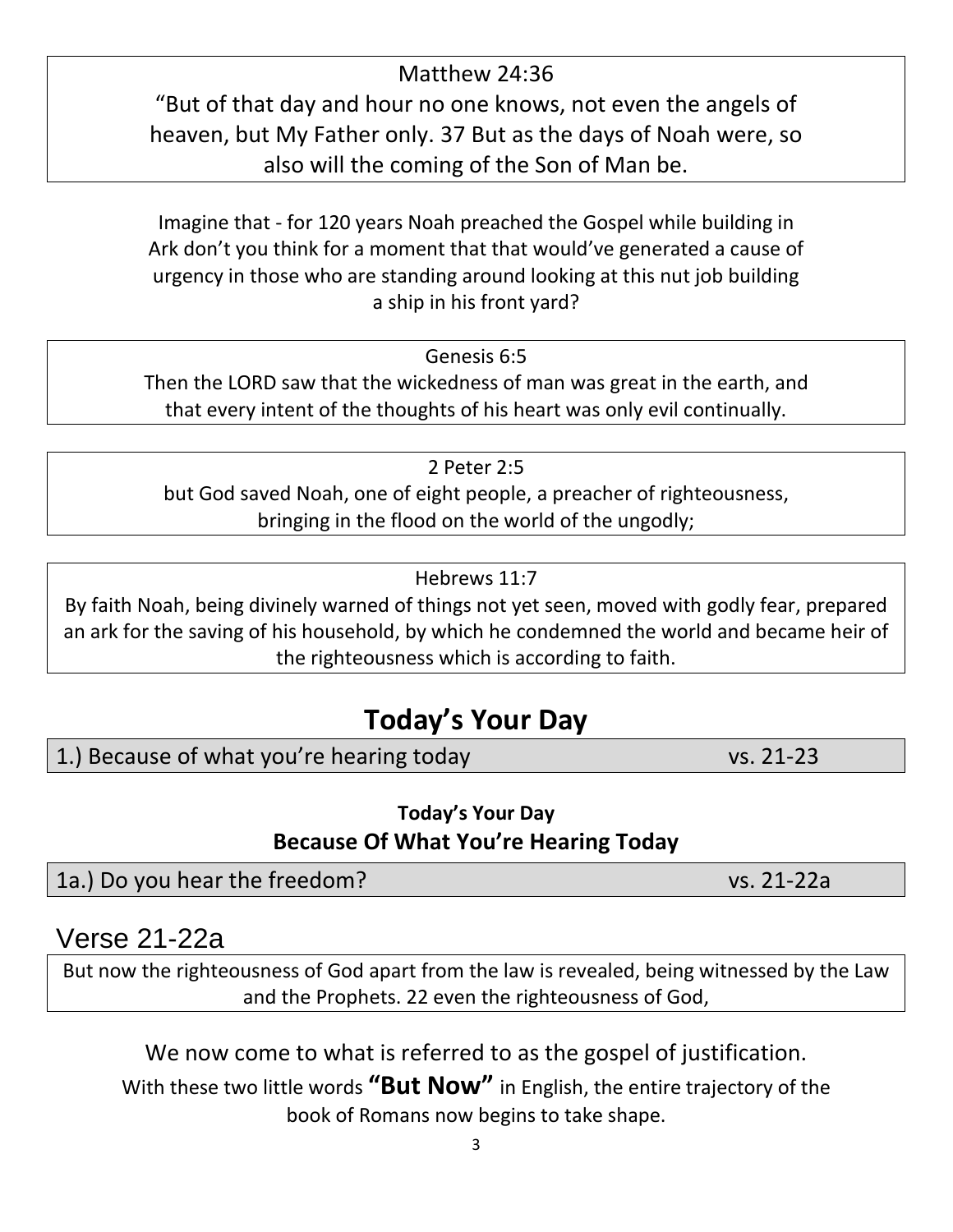Matthew 24:36

"But of that day and hour no one knows, not even the angels of heaven, but My Father only. 37 But as the days of Noah were, so also will the coming of the Son of Man be.

Imagine that - for 120 years Noah preached the Gospel while building in Ark don't you think for a moment that that would've generated a cause of urgency in those who are standing around looking at this nut job building a ship in his front yard?

Genesis 6:5

Then the LORD saw that the wickedness of man was great in the earth, and that every intent of the thoughts of his heart was only evil continually.

2 Peter 2:5

but God saved Noah, one of eight people, a preacher of righteousness, bringing in the flood on the world of the ungodly;

Hebrews 11:7

By faith Noah, being divinely warned of things not yet seen, moved with godly fear, prepared an ark for the saving of his household, by which he condemned the world and became heir of the righteousness which is according to faith.

# Today's Your Day

1.) Because of what you're hearing today — vs. 21-23

**Today's Your Day**

**Because Of What You're Hearing Today**

1a.) Do you hear the freedom? — vs. 21-22a

## Verse 21-22a

But now the righteousness of God apart from the law is revealed, being witnessed by the Law and the Prophets. 22 even the righteousness of God,

We now come to what is referred to as the gospel of justification.

With these two little words **"But Now"** in English, the entire trajectory of the book of Romans now begins to take shape.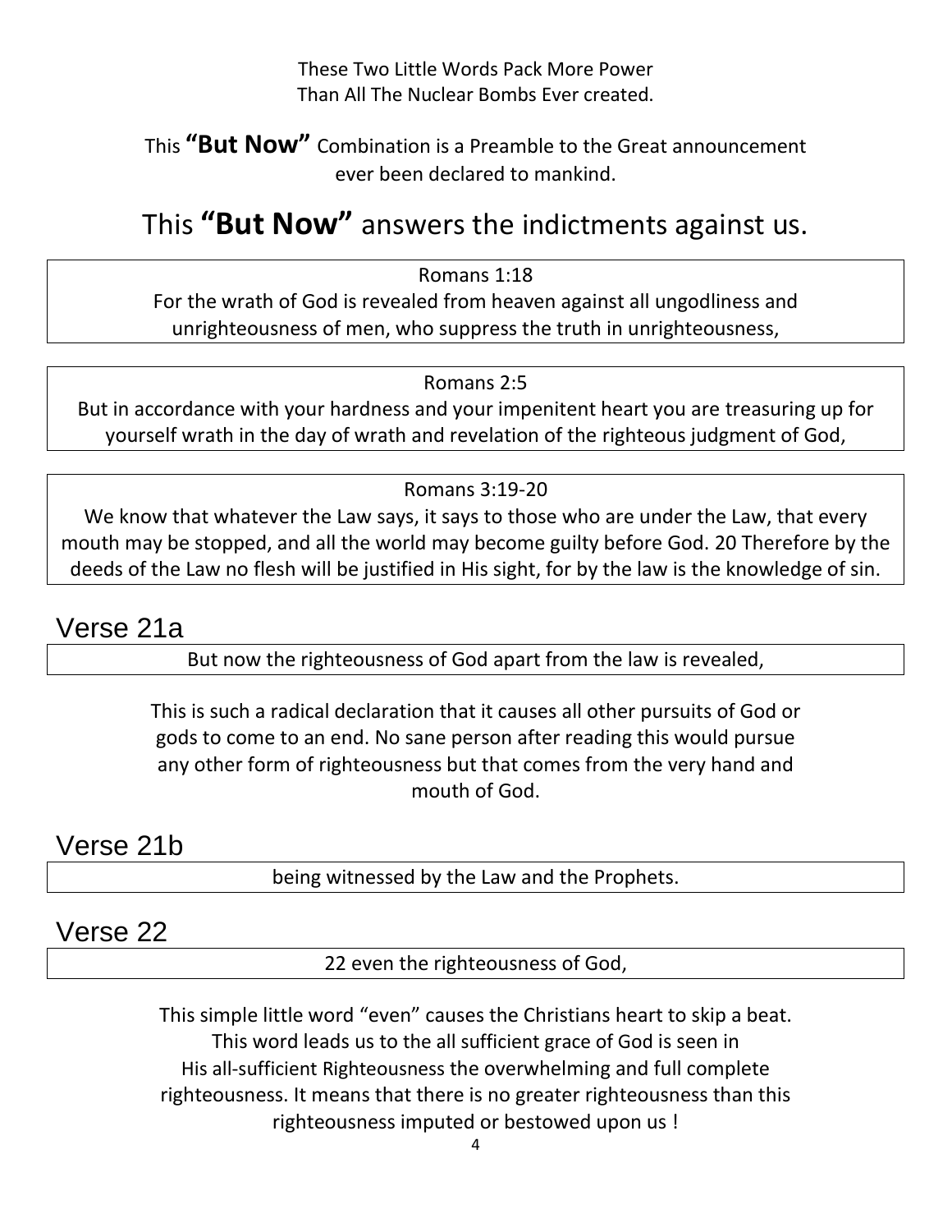These Two Little Words Pack More Power
Than All The Nuclear Bombs Ever created.

This **"But Now"** Combination is a Preamble to the Great announcement ever been declared to mankind.

## This **"But Now"** answers the indictments against us.

> Romans 1:18
> For the wrath of God is revealed from heaven against all ungodliness and unrighteousness of men, who suppress the truth in unrighteousness,

> Romans 2:5
> But in accordance with your hardness and your impenitent heart you are treasuring up for yourself wrath in the day of wrath and revelation of the righteous judgment of God,

> Romans 3:19-20
> We know that whatever the Law says, it says to those who are under the Law, that every mouth may be stopped, and all the world may become guilty before God. 20 Therefore by the deeds of the Law no flesh will be justified in His sight, for by the law is the knowledge of sin.

## Verse 21a

> But now the righteousness of God apart from the law is revealed,

This is such a radical declaration that it causes all other pursuits of God or gods to come to an end. No sane person after reading this would pursue any other form of righteousness but that comes from the very hand and mouth of God.

## Verse 21b

> being witnessed by the Law and the Prophets.

## Verse 22

> 22 even the righteousness of God,

This simple little word "even" causes the Christians heart to skip a beat. This word leads us to the all sufficient grace of God is seen in His all-sufficient Righteousness the overwhelming and full complete righteousness. It means that there is no greater righteousness than this righteousness imputed or bestowed upon us !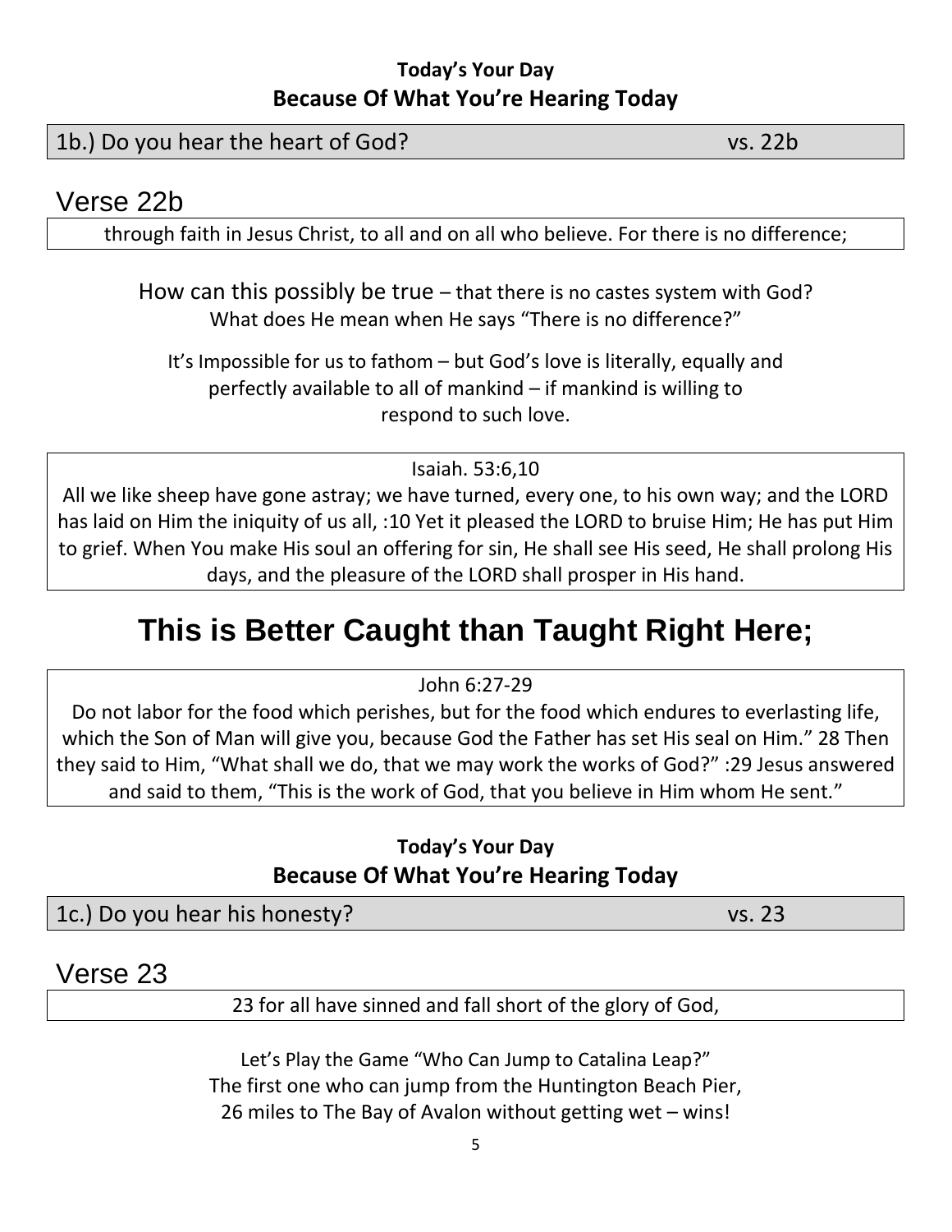**Today's Your Day**
**Because Of What You're Hearing Today**

1b.) Do you hear the heart of God? vs. 22b

## Verse 22b

through faith in Jesus Christ, to all and on all who believe. For there is no difference;

How can this possibly be true – that there is no castes system with God?
What does He mean when He says "There is no difference?"

It's Impossible for us to fathom – but God's love is literally, equally and perfectly available to all of mankind – if mankind is willing to respond to such love.

Isaiah. 53:6,10
All we like sheep have gone astray; we have turned, every one, to his own way; and the LORD has laid on Him the iniquity of us all, :10 Yet it pleased the LORD to bruise Him; He has put Him to grief. When You make His soul an offering for sin, He shall see His seed, He shall prolong His days, and the pleasure of the LORD shall prosper in His hand.

# This is Better Caught than Taught Right Here;

John 6:27-29
Do not labor for the food which perishes, but for the food which endures to everlasting life, which the Son of Man will give you, because God the Father has set His seal on Him." 28 Then they said to Him, "What shall we do, that we may work the works of God?" :29 Jesus answered and said to them, "This is the work of God, that you believe in Him whom He sent."

**Today's Your Day**
**Because Of What You're Hearing Today**

1c.) Do you hear his honesty? vs. 23

## Verse 23

23 for all have sinned and fall short of the glory of God,

Let's Play the Game "Who Can Jump to Catalina Leap?"
The first one who can jump from the Huntington Beach Pier,
26 miles to The Bay of Avalon without getting wet – wins!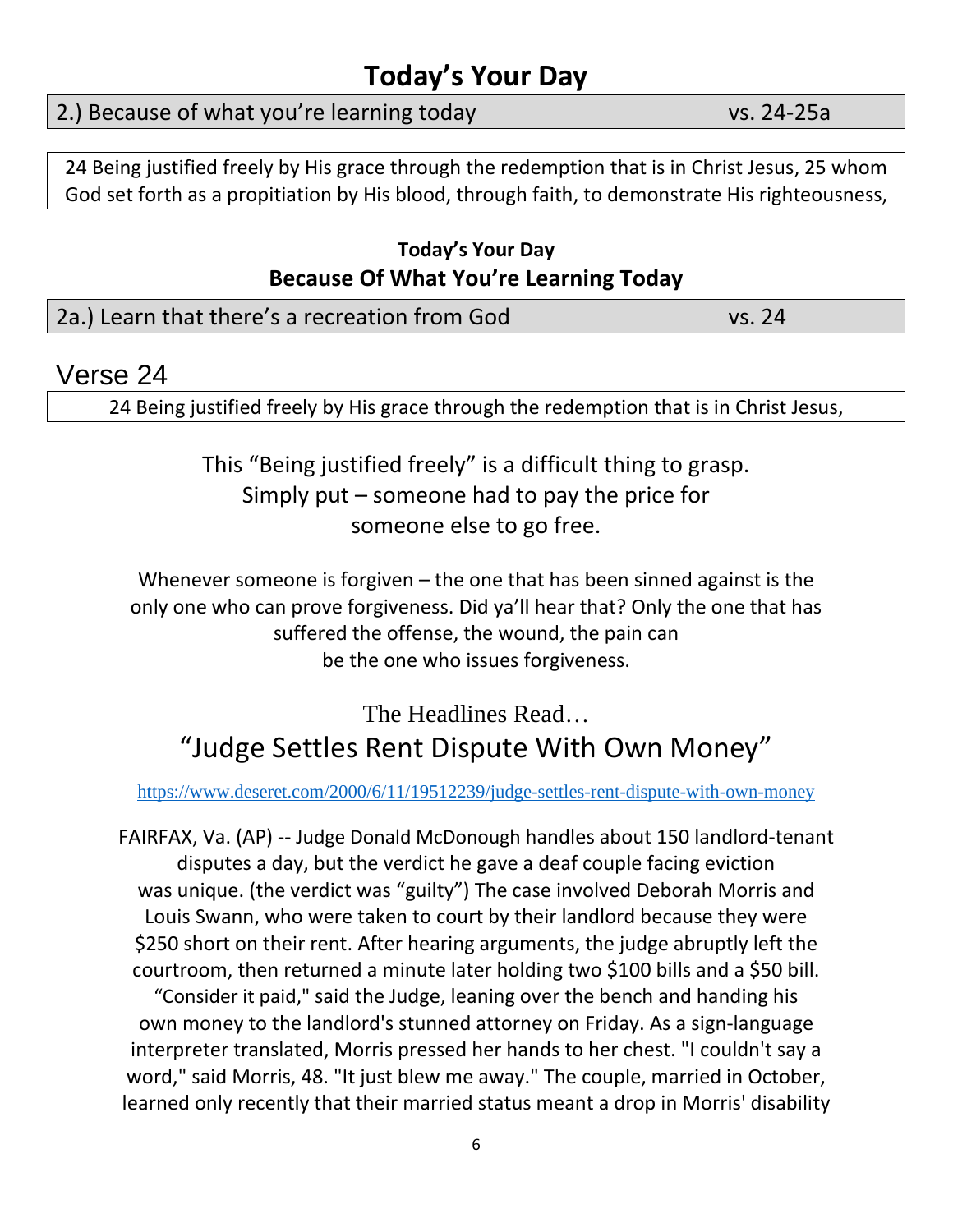# Today's Your Day

2.) Because of what you're learning today    vs. 24-25a

24 Being justified freely by His grace through the redemption that is in Christ Jesus, 25 whom God set forth as a propitiation by His blood, through faith, to demonstrate His righteousness,

### Today's Your Day
## Because Of What You're Learning Today

2a.) Learn that there's a recreation from God    vs. 24

## Verse 24

24 Being justified freely by His grace through the redemption that is in Christ Jesus,

This "Being justified freely" is a difficult thing to grasp.
Simply put – someone had to pay the price for
someone else to go free.

Whenever someone is forgiven – the one that has been sinned against is the only one who can prove forgiveness. Did ya'll hear that? Only the one that has suffered the offense, the wound, the pain can be the one who issues forgiveness.

The Headlines Read…

## "Judge Settles Rent Dispute With Own Money"

https://www.deseret.com/2000/6/11/19512239/judge-settles-rent-dispute-with-own-money

FAIRFAX, Va. (AP) -- Judge Donald McDonough handles about 150 landlord-tenant disputes a day, but the verdict he gave a deaf couple facing eviction was unique. (the verdict was "guilty") The case involved Deborah Morris and Louis Swann, who were taken to court by their landlord because they were $250 short on their rent. After hearing arguments, the judge abruptly left the courtroom, then returned a minute later holding two $100 bills and a $50 bill. "Consider it paid," said the Judge, leaning over the bench and handing his own money to the landlord's stunned attorney on Friday. As a sign-language interpreter translated, Morris pressed her hands to her chest. "I couldn't say a word," said Morris, 48. "It just blew me away." The couple, married in October, learned only recently that their married status meant a drop in Morris' disability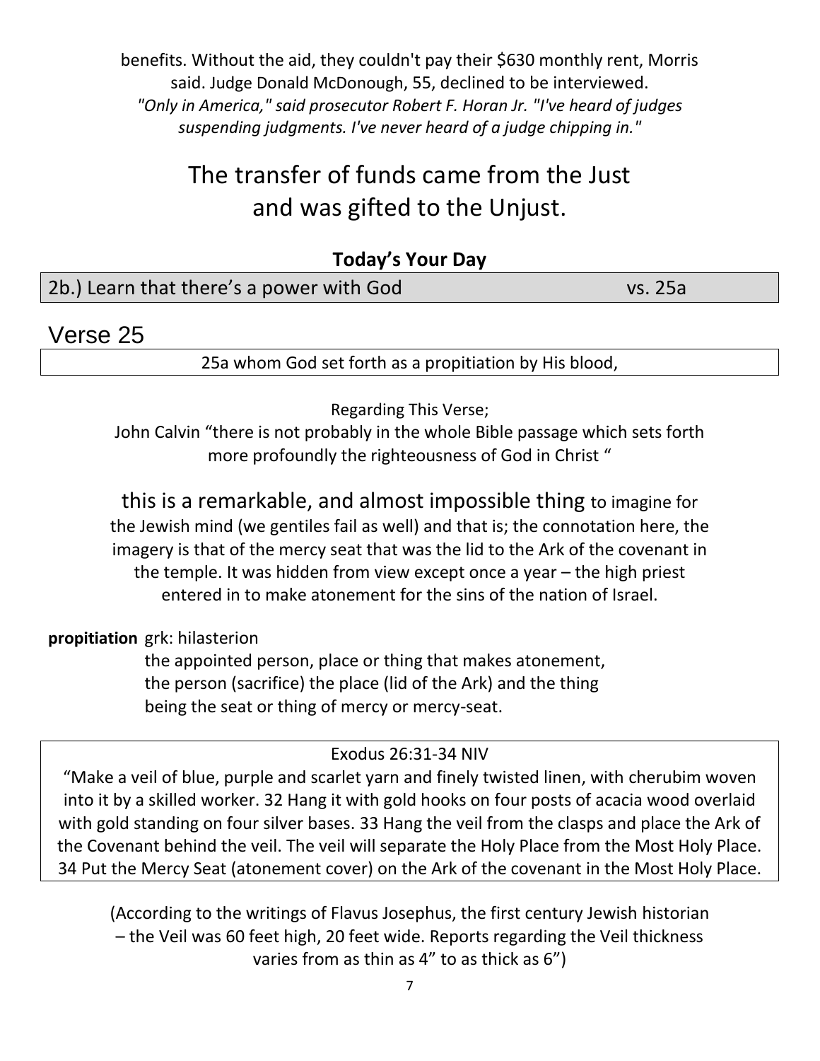benefits. Without the aid, they couldn't pay their $630 monthly rent, Morris said. Judge Donald McDonough, 55, declined to be interviewed. *"Only in America," said prosecutor Robert F. Horan Jr. "I've heard of judges suspending judgments. I've never heard of a judge chipping in."*

## The transfer of funds came from the Just and was gifted to the Unjust.

**Today's Your Day**

| 2b.) Learn that there's a power with God | vs. 25a |
|---|---|

# Verse 25

| 25a whom God set forth as a propitiation by His blood, |
|---|

Regarding This Verse;
John Calvin "there is not probably in the whole Bible passage which sets forth more profoundly the righteousness of God in Christ "

this is a remarkable, and almost impossible thing to imagine for the Jewish mind (we gentiles fail as well) and that is; the connotation here, the imagery is that of the mercy seat that was the lid to the Ark of the covenant in the temple. It was hidden from view except once a year – the high priest entered in to make atonement for the sins of the nation of Israel.

**propitiation** grk: hilasterion
the appointed person, place or thing that makes atonement, the person (sacrifice) the place (lid of the Ark) and the thing being the seat or thing of mercy or mercy-seat.

> Exodus 26:31-34 NIV
> "Make a veil of blue, purple and scarlet yarn and finely twisted linen, with cherubim woven into it by a skilled worker. 32 Hang it with gold hooks on four posts of acacia wood overlaid with gold standing on four silver bases. 33 Hang the veil from the clasps and place the Ark of the Covenant behind the veil. The veil will separate the Holy Place from the Most Holy Place. 34 Put the Mercy Seat (atonement cover) on the Ark of the covenant in the Most Holy Place.

(According to the writings of Flavus Josephus, the first century Jewish historian – the Veil was 60 feet high, 20 feet wide. Reports regarding the Veil thickness varies from as thin as 4" to as thick as 6")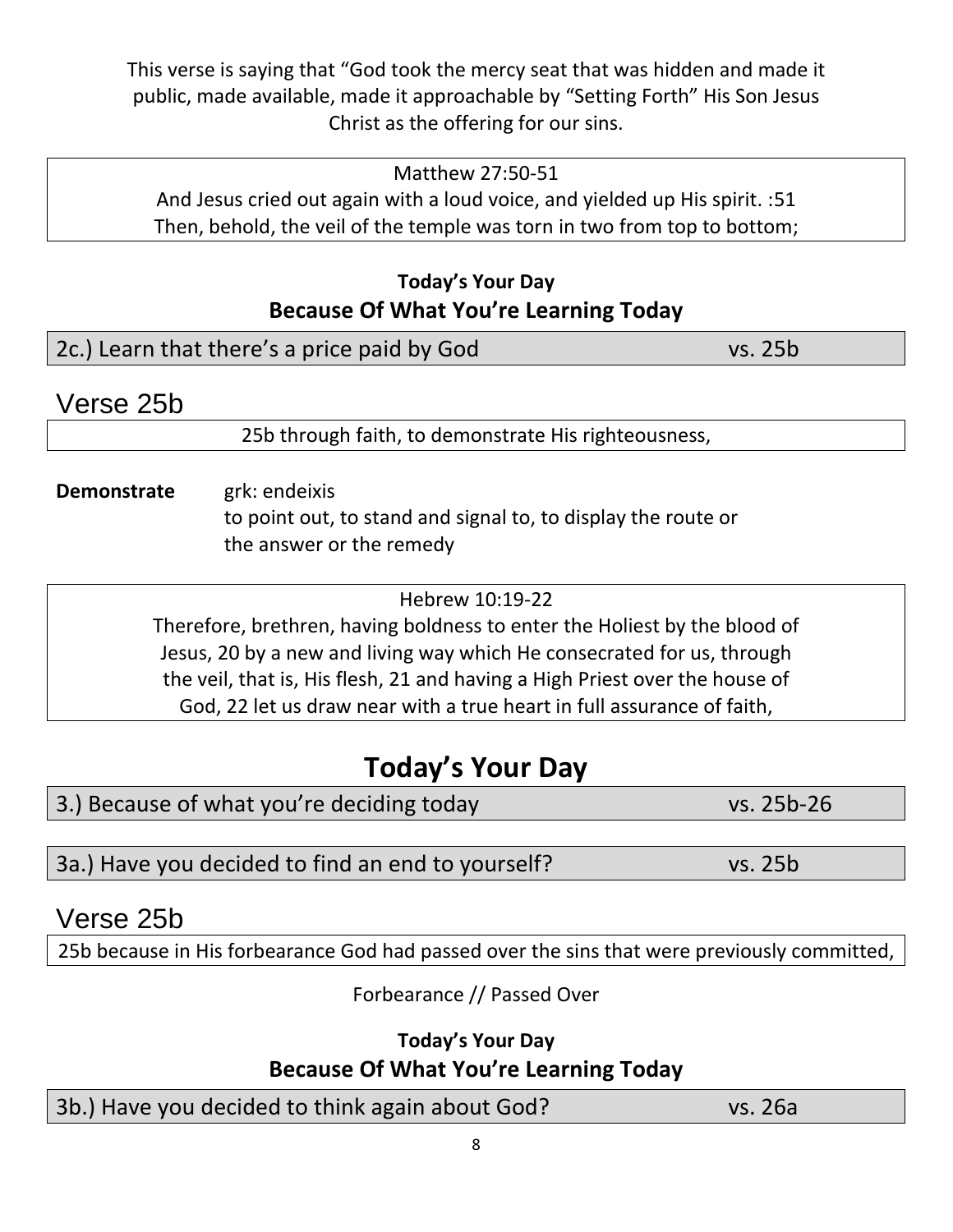This verse is saying that "God took the mercy seat that was hidden and made it public, made available, made it approachable by "Setting Forth" His Son Jesus Christ as the offering for our sins.

> Matthew 27:50-51
> And Jesus cried out again with a loud voice, and yielded up His spirit. :51 Then, behold, the veil of the temple was torn in two from top to bottom;

**Today's Your Day**
**Because Of What You're Learning Today**

2c.) Learn that there's a price paid by God vs. 25b

## Verse 25b

> 25b through faith, to demonstrate His righteousness,

**Demonstrate** grk: endeixis
to point out, to stand and signal to, to display the route or the answer or the remedy

> Hebrew 10:19-22
> Therefore, brethren, having boldness to enter the Holiest by the blood of Jesus, 20 by a new and living way which He consecrated for us, through the veil, that is, His flesh, 21 and having a High Priest over the house of God, 22 let us draw near with a true heart in full assurance of faith,

# Today's Your Day

3.) Because of what you're deciding today vs. 25b-26

3a.) Have you decided to find an end to yourself? vs. 25b

## Verse 25b

> 25b because in His forbearance God had passed over the sins that were previously committed,

Forbearance // Passed Over

**Today's Your Day**
**Because Of What You're Learning Today**

3b.) Have you decided to think again about God? vs. 26a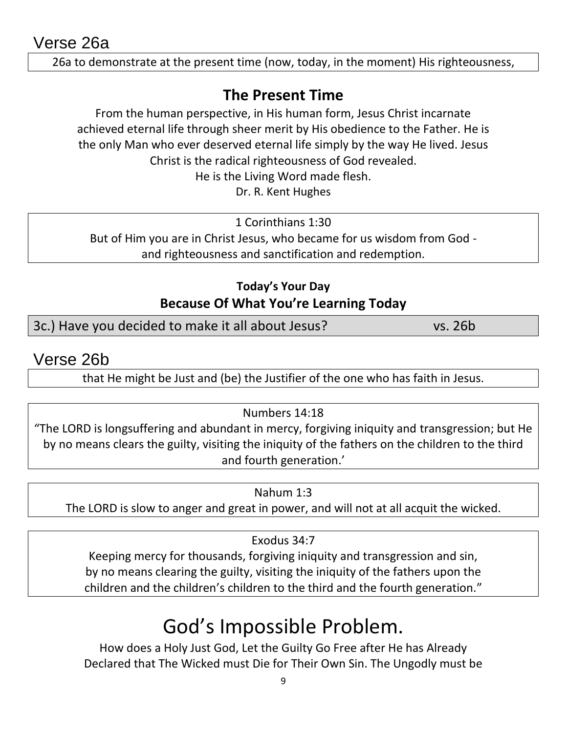## Verse 26a

26a to demonstrate at the present time (now, today, in the moment) His righteousness,

### The Present Time

From the human perspective, in His human form, Jesus Christ incarnate achieved eternal life through sheer merit by His obedience to the Father. He is the only Man who ever deserved eternal life simply by the way He lived. Jesus Christ is the radical righteousness of God revealed.
He is the Living Word made flesh.
Dr. R. Kent Hughes

1 Corinthians 1:30
But of Him you are in Christ Jesus, who became for us wisdom from God - and righteousness and sanctification and redemption.

**Today's Your Day**

**Because Of What You're Learning Today**

| 3c.) Have you decided to make it all about Jesus? | vs. 26b |
|---|---|

## Verse 26b

that He might be Just and (be) the Justifier of the one who has faith in Jesus.

Numbers 14:18
"The LORD is longsuffering and abundant in mercy, forgiving iniquity and transgression; but He by no means clears the guilty, visiting the iniquity of the fathers on the children to the third and fourth generation.'

Nahum 1:3
The LORD is slow to anger and great in power, and will not at all acquit the wicked.

Exodus 34:7
Keeping mercy for thousands, forgiving iniquity and transgression and sin, by no means clearing the guilty, visiting the iniquity of the fathers upon the children and the children's children to the third and the fourth generation."

# God's Impossible Problem.

How does a Holy Just God, Let the Guilty Go Free after He has Already Declared that The Wicked must Die for Their Own Sin. The Ungodly must be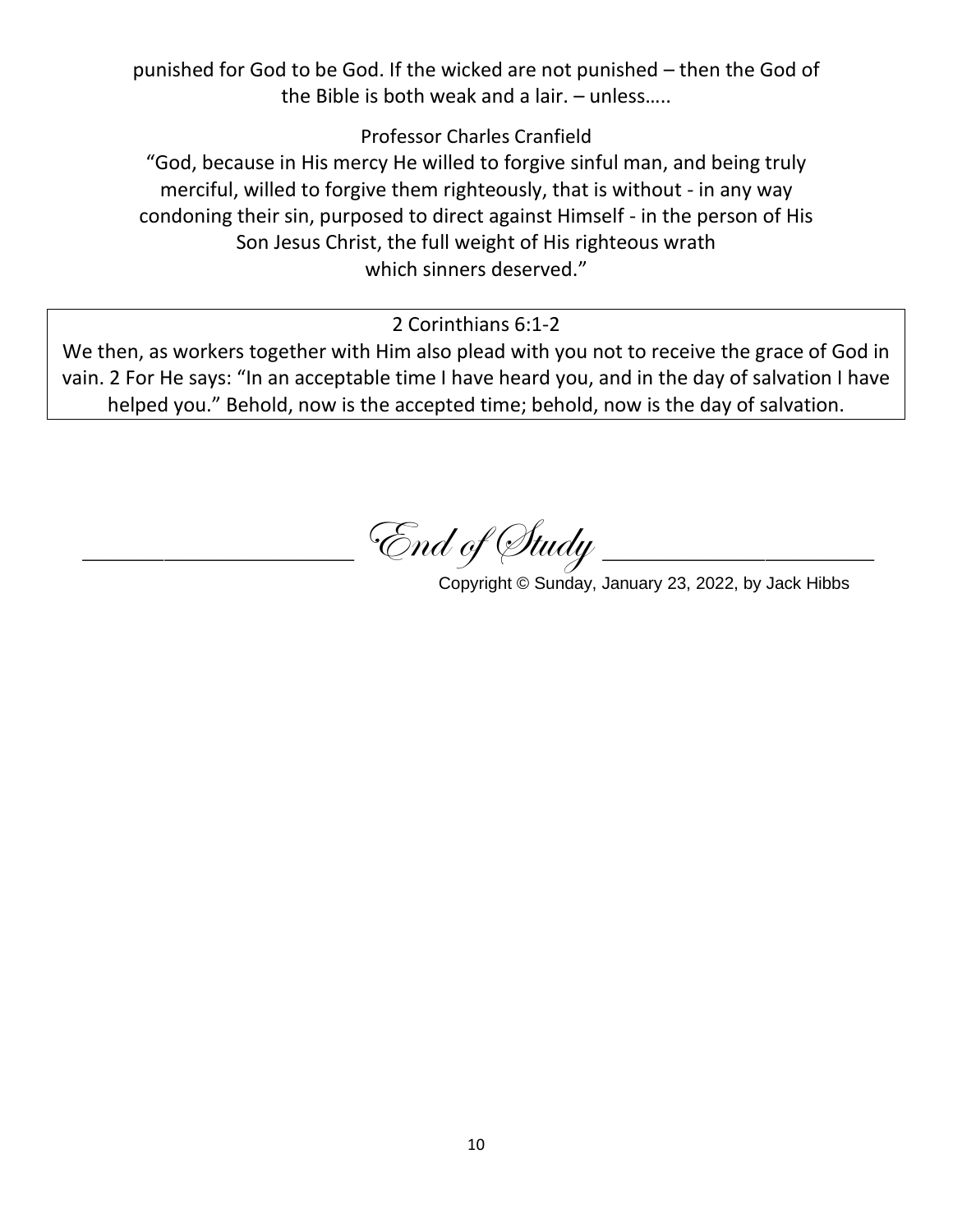punished for God to be God. If the wicked are not punished – then the God of the Bible is both weak and a lair. – unless…..

Professor Charles Cranfield

"God, because in His mercy He willed to forgive sinful man, and being truly merciful, willed to forgive them righteously, that is without - in any way condoning their sin, purposed to direct against Himself - in the person of His Son Jesus Christ, the full weight of His righteous wrath which sinners deserved."

2 Corinthians 6:1-2

We then, as workers together with Him also plead with you not to receive the grace of God in vain. 2 For He says: "In an acceptable time I have heard you, and in the day of salvation I have helped you." Behold, now is the accepted time; behold, now is the day of salvation.

*End of Study*

Copyright © Sunday, January 23, 2022, by Jack Hibbs